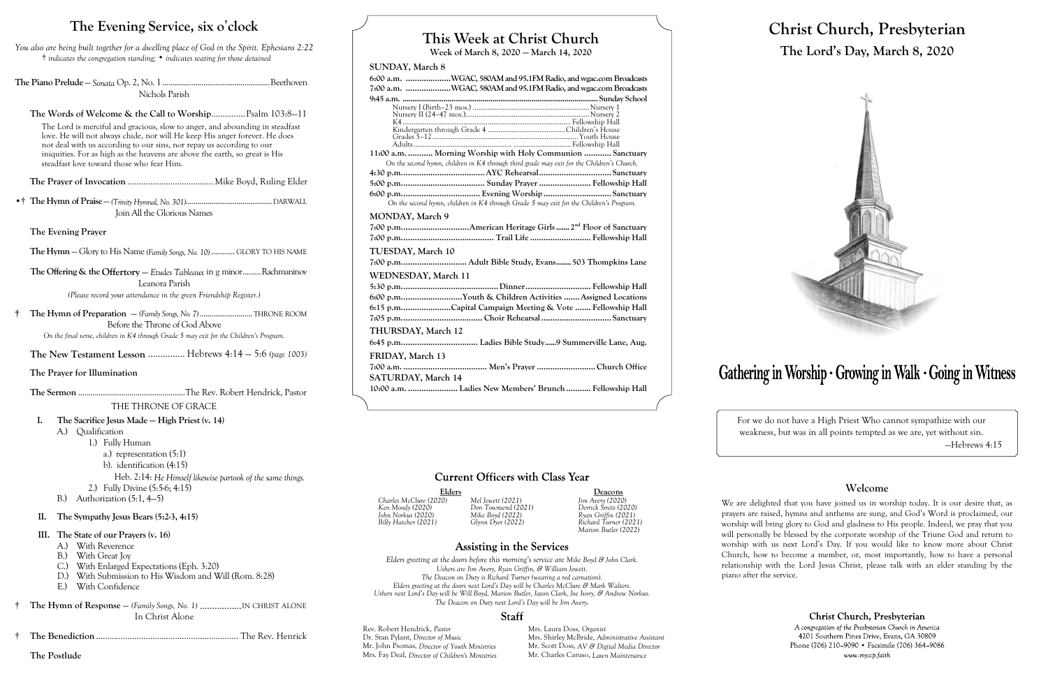# The Evening Service, six o'clock

*You also are being built together for a dwelling place of God in the Spirit. Ephesians 2:22*
*† indicates the congregation standing; • indicates seating for those detained*

**The Piano Prelude** — *Sonata* Op. 2, No. 1 ........................ Beethoven
Nichols Parish

**The Words of Welcome & the Call to Worship** .............. Psalm 103:8—11

The Lord is merciful and gracious, slow to anger, and abounding in steadfast love. He will not always chide, nor will He keep His anger forever. He does not deal with us according to our sins, nor repay us according to our iniquities. For as high as the heavens are above the earth, so great is His steadfast love toward those who fear Him.

**The Prayer of Invocation** .............................. Mike Boyd, Ruling Elder

•† **The Hymn of Praise** — *(Trinity Hymnal, No. 301)* .............................. DARWALL
Join All the Glorious Names

**The Evening Prayer**

**The Hymn** — Glory to His Name *(Family Songs, No. 10)* ............ GLORY TO HIS NAME

**The Offering & the Offertory** — *Etudes Tableaux* in g minor ......... Rachmaninov
Leanora Parish
*(Please record your attendance in the green Friendship Register.)*

† **The Hymn of Preparation** — *(Family Songs, No. 7)* .............................. THRONE ROOM
Before the Throne of God Above
*On the final verse, children in K4 through Grade 5 may exit for the Children's Program.*

**The New Testament Lesson** ............... Hebrews 4:14 — 5:6 *(page 1003)*

**The Prayer for Illumination**

**The Sermon** .............................. The Rev. Robert Hendrick, Pastor

THE THRONE OF GRACE

I. **The Sacrifice Jesus Made — High Priest (v. 14)**
   - A.) Qualification
     - 1.) Fully Human
       - a.) representation (5:1)
       - b). identification (4:15)
         - Heb. 2:14: *He Himself likewise partook of the same things.*
     - 2.) Fully Divine (5:5-6; 4:15)
   - B.) Authorization (5:1, 4—5)

II. **The Sympathy Jesus Bears (5:2-3, 4:15)**

III. **The State of our Prayers (v. 16)**
   - A.) With Reverence
   - B.) With Great Joy
   - C.) With Enlarged Expectations (Eph. 3:20)
   - D.) With Submission to His Wisdom and Will (Rom. 8:28)
   - E.) With Confidence

† **The Hymn of Response** — *(Family Songs, No. 1)* ................. IN CHRIST ALONE
In Christ Alone

† **The Benediction** .............................. The Rev. Henrick

**The Postlude**

# This Week at Christ Church

**Week of March 8, 2020 — March 14, 2020**

**SUNDAY, March 8**

6:00 a.m. .................... WGAC, 580AM and 95.1FM Radio, and wgac.com Broadcasts
7:00 a.m. .................... WGAC, 580AM and 95.1FM Radio, and wgac.com Broadcasts
9:45 a.m. .............................. Sunday School
- Nursery I (Birth–23 mos.) .............................. Nursery 1
- Nursery II (24–47 mos.) .............................. Nursery 2
- K4 .............................. Fellowship Hall
- Kindergarten through Grade 4 .............................. Children's House
- Grades 5–12 .............................. Youth House
- Adults .............................. Fellowship Hall

11:00 a.m. ........... Morning Worship with Holy Communion ............ Sanctuary
*On the second hymn, children in K4 through third grade may exit for the Children's Church.*
4:30 p.m. .............................. AYC Rehearsal .............................. Sanctuary
5:00 p.m. .............................. Sunday Prayer .............................. Fellowship Hall
6:00 p.m. .............................. Evening Worship .............................. Sanctuary
*On the second hymn, children in K4 through Grade 5 may exit for the Children's Program.*

**MONDAY, March 9**

7:00 p.m. .............................. American Heritage Girls ....... 2nd Floor of Sanctuary
7:00 p.m. .............................. Trail Life .............................. Fellowship Hall

**TUESDAY, March 10**

7:00 p.m. .............................. Adult Bible Study, Evans ........ 503 Thompkins Lane

**WEDNESDAY, March 11**

5:30 p.m. .............................. Dinner .............................. Fellowship Hall
6:00 p.m. .............................. Youth & Children Activities ....... Assigned Locations
6:15 p.m. .............................. Capital Campaign Meeting & Vote ....... Fellowship Hall
7:05 p.m. .............................. Choir Rehearsal .............................. Sanctuary

**THURSDAY, March 12**

6:45 p.m. .............................. Ladies Bible Study ...... 9 Summerville Lane, Aug.

**FRIDAY, March 13**

7:00 a.m. .............................. Men's Prayer .............................. Church Office

**SATURDAY, March 14**

10:00 a.m. .............................. Ladies New Members' Brunch ........... Fellowship Hall

## Current Officers with Class Year

| Elders | | Deacons |
|---|---|---|
| *Charles McClure (2020)* | *Mel Jewett (2021)* | *Jim Avery (2020)* |
| *Ken Moody (2020)* | *Don Townsend (2021)* | *Derrick Smits (2020)* |
| *John Norkus (2020)* | *Mike Boyd (2022)* | *Ryan Griffin (2021)* |
| *Billy Hatcher (2021)* | *Glynn Dyer (2022)* | *Richard Turner (2021)* |
| | | *Marion Butler (2022)* |

## Assisting in the Services

*Elders greeting at the doors before this morning's service are Mike Boyd & John Clark.*
*Ushers are Jim Avery, Ryan Griffin, & William Jewett.*
*The Deacon on Duty is Richard Turner (wearing a red carnation).*
*Elders greeting at the doors next Lord's Day will be Charles McClure & Mark Walters.*
*Ushers next Lord's Day will be Will Boyd, Marion Butler, Jason Clark, Joe Ivory, & Andrew Norkus.*
*The Deacon on Duty next Lord's Day will be Jim Avery.*

## Staff

Rev. Robert Hendrick, *Pastor*
Dr. Stan Pylant, *Director of Music*
Mr. John Psomas, *Director of Youth Ministries*
Mrs. Fay Deal, *Director of Children's Ministries*
Mrs. Laura Doss, *Organist*
Mrs. Shirley McBride, *Administrative Assistant*
Mr. Scott Doss, *AV & Digital Media Director*
Mr. Charles Caruso, *Lawn Maintenance*

# Christ Church, Presbyterian

## The Lord's Day, March 8, 2020

**Gathering in Worship · Growing in Walk · Going in Witness**

For we do not have a High Priest Who cannot sympathize with our weakness, but was in all points tempted as we are, yet without sin.
—Hebrews 4:15

## Welcome

We are delighted that you have joined us in worship today. It is our desire that, as prayers are raised, hymns and anthems are sung, and God's Word is proclaimed, our worship will bring glory to God and gladness to His people. Indeed, we pray that you will personally be blessed by the corporate worship of the Triune God and return to worship with us next Lord's Day. If you would like to know more about Christ Church, how to become a member, or, most importantly, how to have a personal relationship with the Lord Jesus Christ, please talk with an elder standing by the piano after the service.

**Christ Church, Presbyterian**
*A congregation of the Presbyterian Church in America*
4201 Southern Pines Drive, Evans, GA 30809
Phone (706) 210-9090 • Facsimile (706) 364-9086
*www.myccp.faith*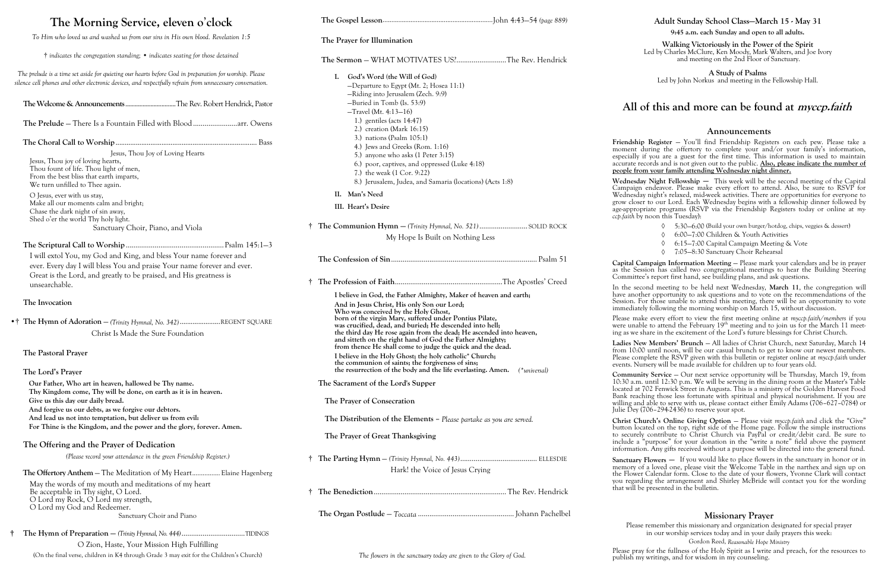# The Morning Service, eleven o'clock

*To Him who loved us and washed us from our sins in His own blood. Revelation 1:5*

*† indicates the congregation standing; • indicates seating for those detained*

*The prelude is a time set aside for quieting our hearts before God in preparation for worship. Please silence cell phones and other electronic devices, and respectfully refrain from unnecessary conversation.*

**The Welcome & Announcements** ................................ The Rev. Robert Hendrick, Pastor

**The Prelude** — There Is a Fountain Filled with Blood ....................... arr. Owens

**The Choral Call to Worship** ............................................................................ Bass

Jesus, Thou Joy of Loving Hearts

Jesus, Thou joy of loving hearts,
Thou fount of life. Thou light of men,
From the best bliss that earth imparts,
We turn unfilled to Thee again.

O Jesus, ever with us stay,
Make all our moments calm and bright;
Chase the dark night of sin away,
Shed o'er the world Thy holy light.

Sanctuary Choir, Piano, and Viola

**The Scriptural Call to Worship** ................................................... Psalm 145:1–3

I will extol You, my God and King, and bless Your name forever and ever. Every day I will bless You and praise Your name forever and ever. Great is the Lord, and greatly to be praised, and His greatness is unsearchable.

**The Invocation**

•† **The Hymn of Adoration** — *(Trinity Hymnal, No. 342)* ...................... REGENT SQUARE

Christ Is Made the Sure Foundation

**The Pastoral Prayer**

**The Lord's Prayer**

**Our Father, Who art in heaven, hallowed be Thy name.**
**Thy Kingdom come, Thy will be done, on earth as it is in heaven.**
**Give us this day our daily bread.**
**And forgive us our debts, as we forgive our debtors.**
**And lead us not into temptation, but deliver us from evil:**
**For Thine is the Kingdom, and the power and the glory, forever. Amen.**

**The Offering and the Prayer of Dedication**

*(Please record your attendance in the green Friendship Register.)*

**The Offertory Anthem** — The Meditation of My Heart ................ Elaine Hagenberg

May the words of my mouth and meditations of my heart
Be acceptable in Thy sight, O Lord.
O Lord my Rock, O Lord my strength,
O Lord my God and Redeemer.

Sanctuary Choir and Piano

† **The Hymn of Preparation** — *(Trinity Hymnal, No. 444)* ................................. TIDINGS

O Zion, Haste, Your Mission High Fulfilling

(On the final verse, children in K4 through Grade 3 may exit for the Children's Church)

**The Gospel Lesson** ............................................................. John 4:43–54 *(page 889)*

**The Prayer for Illumination**

**The Sermon** — WHAT MOTIVATES US? .......................... The Rev. Hendrick

I. **God's Word (the Will of God)**
  - –Departure to Egypt (Mt. 2; Hosea 11:1)
  - –Riding into Jerusalem (Zech. 9:9)
  - –Buried in Tomb (Is. 53:9)
  - –Travel (Mt. 4:13–16)
    1. gentiles (acts 14:47)
    2. creation (Mark 16:15)
    3. nations (Psalm 105:1)
    4. Jews and Greeks (Rom. 1:16)
    5. anyone who asks (1 Peter 3:15)
    6. poor, captives, and oppressed (Luke 4:18)
    7. the weak (1 Cor. 9:22)
    8. Jerusalem, Judea, and Samaria (locations) (Acts 1:8)

II. **Man's Need**

III. **Heart's Desire**

† **The Communion Hymn** — *(Trinity Hymnal, No. 521)* ......................... SOLID ROCK

My Hope Is Built on Nothing Less

**The Confession of Sin** ........................................................................... Psalm 51

† **The Profession of Faith** ...................................................... The Apostles' Creed

**I believe in God, the Father Almighty, Maker of heaven and earth;**
**And in Jesus Christ, His only Son our Lord;**
**Who was conceived by the Holy Ghost,**
**born of the virgin Mary, suffered under Pontius Pilate,**
**was crucified, dead, and buried; He descended into hell;**
**the third day He rose again from the dead; He ascended into heaven,**
**and sitteth on the right hand of God the Father Almighty;**
**from thence He shall come to judge the quick and the dead.**
**I believe in the Holy Ghost; the holy catholic\* Church;**
**the communion of saints; the forgiveness of sins;**
**the resurrection of the body and the life everlasting. Amen.** *(\*universal)*

**The Sacrament of the Lord's Supper**

**The Prayer of Consecration**

**The Distribution of the Elements** – *Please partake as you are served.*

**The Prayer of Great Thanksgiving**

† **The Parting Hymn** — *(Trinity Hymnal, No. 443)* ........................................ ELLESDIE

Hark! the Voice of Jesus Crying

† **The Benediction** .................................................................... The Rev. Hendrick

**The Organ Postlude** — *Toccata* .................................................. Johann Pachelbel

*The flowers in the sanctuary today are given to the Glory of God.*

### Adult Sunday School Class—March 15 - May 31

**9:45 a.m. each Sunday and open to all adults.**

**Walking Victoriously in the Power of the Spirit**
Led by Charles McClure, Ken Moody, Mark Walters, and Joe Ivory and meeting on the 2nd Floor of Sanctuary.

**A Study of Psalms**
Led by John Norkus and meeting in the Fellowship Hall.

## All of this and more can be found at *myccp.faith*

## Announcements

**Friendship Register** — You'll find Friendship Registers on each pew. Please take a moment during the offertory to complete your and/or your family's information, especially if you are a guest for the first time. This information is used to maintain accurate records and is not given out to the public. **Also, please indicate the number of people from your family attending Wednesday night dinner.**

**Wednesday Night Fellowship —** This week will be the second meeting of the Capital Campaign endeavor. Please make every effort to attend. Also, be sure to RSVP for Wednesday night's relaxed, mid-week activities. There are opportunities for everyone to grow closer to our Lord. Each Wednesday begins with a fellowship dinner followed by age-appropriate programs (RSVP via the Friendship Registers today or online at *my-ccp.faith* by noon this Tuesday):

- 5:30–6:00 (Build your own burger/hotdog, chips, veggies & dessert)
- 6:00–7:00 Children & Youth Activities
- 6:15–7:00 Capital Campaign Meeting & Vote
- 7:05–8:30 Sanctuary Choir Rehearsal

**Capital Campaign Information Meeting** — Please mark your calendars and be in prayer as the Session has called two congregational meetings to hear the Building Steering Committee's report first hand, see building plans, and ask questions.

In the second meeting to be held next Wednesday, **March 11**, the congregation will have another opportunity to ask questions and to vote on the recommendations of the Session. For those unable to attend this meeting, there will be an opportunity to vote immediately following the morning worship on March 15, without discussion.

Please make every effort to view the first meeting online at *myccp.faith/members* if you were unable to attend the February 19th meeting and to join us for the March 11 meeting as we share in the excitement of the Lord's future blessings for Christ Church.

**Ladies New Members' Brunch** — All ladies of Christ Church, next Saturday, March 14 from 10:00 until noon, will be our casual brunch to get to know our newest members. Please complete the RSVP given with this bulletin or register online at *myccp.faith* under events. Nursery will be made available for children up to four years old.

**Community Service** — Our next service opportunity will be Thursday, March 19, from 10:30 a.m. until 12:30 p.m. We will be serving in the dining room at the Master's Table located at 702 Fenwick Street in Augusta. This is a ministry of the Golden Harvest Food Bank reaching those less fortunate with spiritual and physical nourishment. If you are willing and able to serve with us, please contact either Emily Adams (706–627–0784) or Julie Dey (706–294-2436) to reserve your spot.

**Christ Church's Online Giving Option** — Please visit *myccp.faith* and click the "Give" button located on the top, right side of the Home page. Follow the simple instructions to securely contribute to Christ Church via PayPal or credit/debit card. Be sure to include a "purpose" for your donation in the "write a note" field above the payment information. Any gifts received without a purpose will be directed into the general fund.

**Sanctuary Flowers —** If you would like to place flowers in the sanctuary in honor or in memory of a loved one, please visit the Welcome Table in the narthex and sign up on the Flower Calendar form. Close to the date of your flowers, Yvonne Clark will contact you regarding the arrangement and Shirley McBride will contact you for the wording that will be presented in the bulletin.

## Missionary Prayer

Please remember this missionary and organization designated for special prayer in our worship services today and in your daily prayers this week:

Gordon Reed, *Reasonable Hope Ministry*

Please pray for the fullness of the Holy Spirit as I write and preach, for the resources to publish my writings, and for wisdom in my counseling.